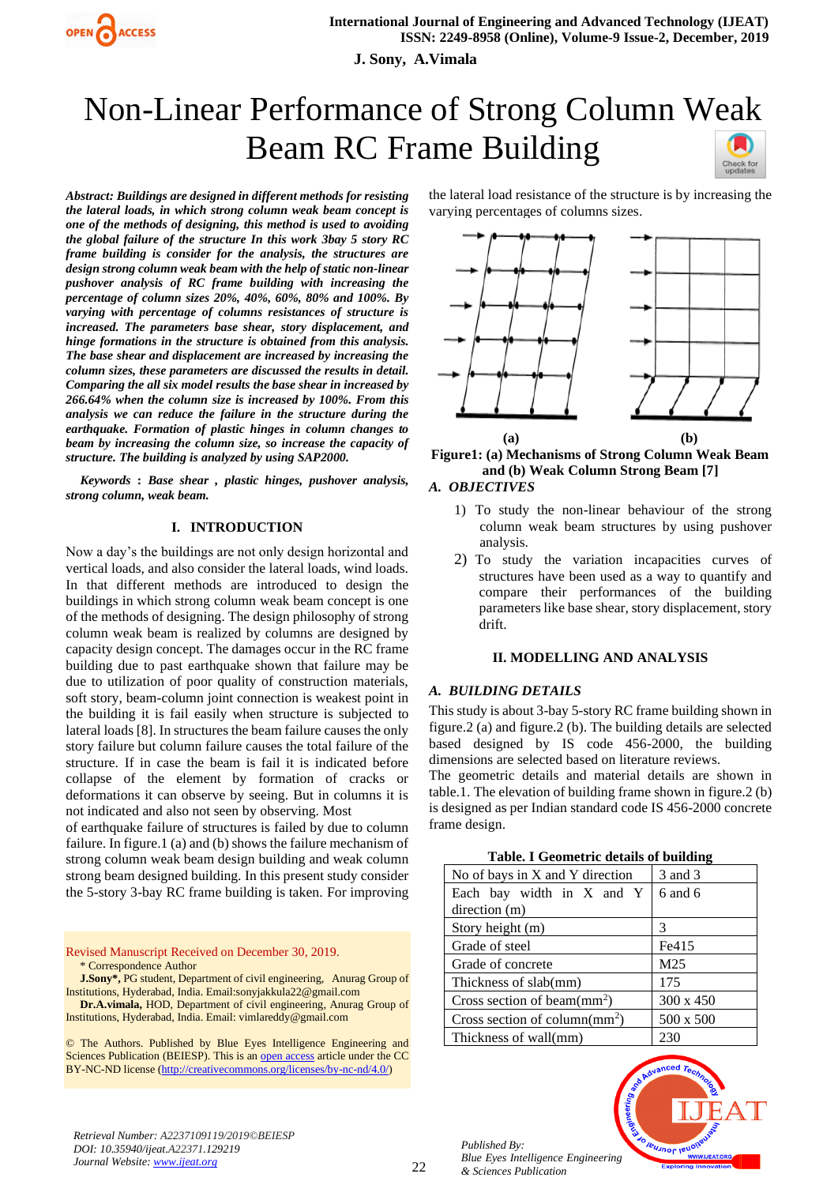J. Sony, A.Vimala

# Non-Linear Performance of Strong Column Weak Beam RC Frame Building

***Abstract:*** ***Buildings are designed in different methods for resisting the lateral loads, in which strong column weak beam concept is one of the methods of designing, this method is used to avoiding the global failure of the structure In this work 3bay 5 story RC frame building is consider for the analysis, the structures are design strong column weak beam with the help of static non-linear pushover analysis of RC frame building with increasing the percentage of column sizes 20%, 40%, 60%, 80% and 100%. By varying with percentage of columns resistances of structure is increased. The parameters base shear, story displacement, and hinge formations in the structure is obtained from this analysis. The base shear and displacement are increased by increasing the column sizes, these parameters are discussed the results in detail. Comparing the all six model results the base shear in increased by 266.64% when the column size is increased by 100%. From this analysis we can reduce the failure in the structure during the earthquake. Formation of plastic hinges in column changes to beam by increasing the column size, so increase the capacity of structure. The building is analyzed by using SAP2000.***

***Keywords : Base shear , plastic hinges, pushover analysis, strong column, weak beam.***

## I. INTRODUCTION

Now a day's the buildings are not only design horizontal and vertical loads, and also consider the lateral loads, wind loads. In that different methods are introduced to design the buildings in which strong column weak beam concept is one of the methods of designing. The design philosophy of strong column weak beam is realized by columns are designed by capacity design concept. The damages occur in the RC frame building due to past earthquake shown that failure may be due to utilization of poor quality of construction materials, soft story, beam-column joint connection is weakest point in the building it is fail easily when structure is subjected to lateral loads [8]. In structures the beam failure causes the only story failure but column failure causes the total failure of the structure. If in case the beam is fail it is indicated before collapse of the element by formation of cracks or deformations it can observe by seeing. But in columns it is not indicated and also not seen by observing. Most of earthquake failure of structures is failed by due to column failure. In figure.1 (a) and (b) shows the failure mechanism of strong column weak beam design building and weak column strong beam designed building. In this present study consider the 5-story 3-bay RC frame building is taken. For improving the lateral load resistance of the structure is by increasing the varying percentages of columns sizes.

**(a) (b)**

**Figure1: (a) Mechanisms of Strong Column Weak Beam and (b) Weak Column Strong Beam [7]**

### *A. OBJECTIVES*

1) To study the non-linear behaviour of the strong column weak beam structures by using pushover analysis.
2) To study the variation incapacities curves of structures have been used as a way to quantify and compare their performances of the building parameters like base shear, story displacement, story drift.

## II. MODELLING AND ANALYSIS

### *A. BUILDING DETAILS*

This study is about 3-bay 5-story RC frame building shown in figure.2 (a) and figure.2 (b). The building details are selected based designed by IS code 456-2000, the building dimensions are selected based on literature reviews.

The geometric details and material details are shown in table.1. The elevation of building frame shown in figure.2 (b) is designed as per Indian standard code IS 456-2000 concrete frame design.

**Table. I Geometric details of building**

| | |
|---|---|
| No of bays in X and Y direction | 3 and 3 |
| Each bay width in X and Y direction (m) | 6 and 6 |
| Story height (m) | 3 |
| Grade of steel | Fe415 |
| Grade of concrete | M25 |
| Thickness of slab(mm) | 175 |
| Cross section of beam($mm^2$) | 300 x 450 |
| Cross section of column($mm^2$) | 500 x 500 |
| Thickness of wall(mm) | 230 |

Revised Manuscript Received on December 30, 2019.

\* Correspondence Author

**J.Sony\***, PG student, Department of civil engineering, Anurag Group of Institutions, Hyderabad, India. Email:sonyjakkula22@gmail.com

**Dr.A.vimala,** HOD, Department of civil engineering, Anurag Group of Institutions, Hyderabad, India. Email: vimlareddy@gmail.com

© The Authors. Published by Blue Eyes Intelligence Engineering and Sciences Publication (BEIESP). This is an open access article under the CC BY-NC-ND license (http://creativecommons.org/licenses/by-nc-nd/4.0/)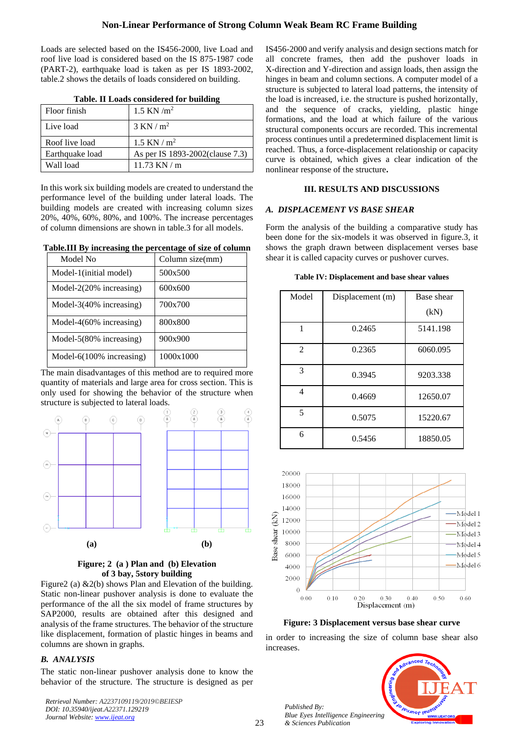Loads are selected based on the IS456-2000, live Load and roof live load is considered based on the IS 875-1987 code (PART-2), earthquake load is taken as per IS 1893-2002, table.2 shows the details of loads considered on building.

**Table. II Loads considered for building**

| | |
|---|---|
| Floor finish | 1.5 KN /m$^2$ |
| Live load | 3 KN / m$^2$ |
| Roof live load | 1.5 KN / m$^2$ |
| Earthquake load | As per IS 1893-2002(clause 7.3) |
| Wall load | 11.73 KN / m |

In this work six building models are created to understand the performance level of the building under lateral loads. The building models are created with increasing column sizes 20%, 40%, 60%, 80%, and 100%. The increase percentages of column dimensions are shown in table.3 for all models.

**Table.III By increasing the percentage of size of column**

| Model No | Column size(mm) |
|---|---|
| Model-1(initial model) | 500x500 |
| Model-2(20% increasing) | 600x600 |
| Model-3(40% increasing) | 700x700 |
| Model-4(60% increasing) | 800x800 |
| Model-5(80% increasing) | 900x900 |
| Model-6(100% increasing) | 1000x1000 |

The main disadvantages of this method are to required more quantity of materials and large area for cross section. This is only used for showing the behavior of the structure when structure is subjected to lateral loads.

**(a)** **(b)**

**Figure; 2 (a ) Plan and (b) Elevation of 3 bay, 5story building**

Figure2 (a) &2(b) shows Plan and Elevation of the building. Static non-linear pushover analysis is done to evaluate the performance of the all the six model of frame structures by SAP2000, results are obtained after this designed and analysis of the frame structures. The behavior of the structure like displacement, formation of plastic hinges in beams and columns are shown in graphs.

### *B. ANALYSIS*

The static non-linear pushover analysis done to know the behavior of the structure. The structure is designed as per IS456-2000 and verify analysis and design sections match for all concrete frames, then add the pushover loads in X-direction and Y-direction and assign loads, then assign the hinges in beam and column sections. A computer model of a structure is subjected to lateral load patterns, the intensity of the load is increased, i.e. the structure is pushed horizontally, and the sequence of cracks, yielding, plastic hinge formations, and the load at which failure of the various structural components occurs are recorded. This incremental process continues until a predetermined displacement limit is reached. Thus, a force-displacement relationship or capacity curve is obtained, which gives a clear indication of the nonlinear response of the structure**.**

## III. RESULTS AND DISCUSSIONS

### *A. DISPLACEMENT VS BASE SHEAR*

Form the analysis of the building a comparative study has been done for the six-models it was observed in figure.3, it shows the graph drawn between displacement verses base shear it is called capacity curves or pushover curves.

**Table IV: Displacement and base shear values**

| Model | Displacement (m) | Base shear (kN) |
|---|---|---|
| 1 | 0.2465 | 5141.198 |
| 2 | 0.2365 | 6060.095 |
| 3 | 0.3945 | 9203.338 |
| 4 | 0.4669 | 12650.07 |
| 5 | 0.5075 | 15220.67 |
| 6 | 0.5456 | 18850.05 |

**Figure: 3 Displacement versus base shear curve**

in order to increasing the size of column base shear also increases.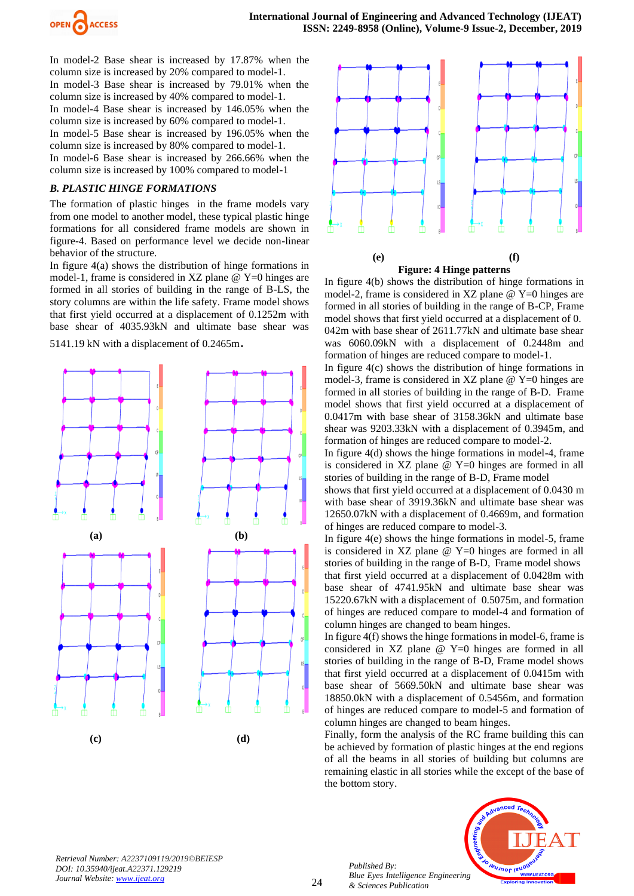In model-2 Base shear is increased by 17.87% when the column size is increased by 20% compared to model-1.

In model-3 Base shear is increased by 79.01% when the column size is increased by 40% compared to model-1.

In model-4 Base shear is increased by 146.05% when the column size is increased by 60% compared to model-1.

In model-5 Base shear is increased by 196.05% when the column size is increased by 80% compared to model-1.

In model-6 Base shear is increased by 266.66% when the column size is increased by 100% compared to model-1

### *B. PLASTIC HINGE FORMATIONS*

The formation of plastic hinges in the frame models vary from one model to another model, these typical plastic hinge formations for all considered frame models are shown in figure-4. Based on performance level we decide non-linear behavior of the structure.

In figure 4(a) shows the distribution of hinge formations in model-1, frame is considered in XZ plane @ Y=0 hinges are formed in all stories of building in the range of B-LS, the story columns are within the life safety. Frame model shows that first yield occurred at a displacement of 0.1252m with base shear of 4035.93kN and ultimate base shear was 5141.19 kN with a displacement of 0.2465m.

(a) (b) (c) (d) (e) (f)

**Figure: 4 Hinge patterns**

In figure 4(b) shows the distribution of hinge formations in model-2, frame is considered in XZ plane @ Y=0 hinges are formed in all stories of building in the range of B-CP, Frame model shows that first yield occurred at a displacement of 0. 042m with base shear of 2611.77kN and ultimate base shear was 6060.09kN with a displacement of 0.2448m and formation of hinges are reduced compare to model-1.

In figure 4(c) shows the distribution of hinge formations in model-3, frame is considered in XZ plane @ Y=0 hinges are formed in all stories of building in the range of B-D. Frame model shows that first yield occurred at a displacement of 0.0417m with base shear of 3158.36kN and ultimate base shear was 9203.33kN with a displacement of 0.3945m, and formation of hinges are reduced compare to model-2.

In figure 4(d) shows the hinge formations in model-4, frame is considered in XZ plane @ Y=0 hinges are formed in all stories of building in the range of B-D, Frame model shows that first yield occurred at a displacement of 0.0430 m with base shear of 3919.36kN and ultimate base shear was 12650.07kN with a displacement of 0.4669m, and formation of hinges are reduced compare to model-3.

In figure 4(e) shows the hinge formations in model-5, frame is considered in XZ plane @ Y=0 hinges are formed in all stories of building in the range of B-D, Frame model shows that first yield occurred at a displacement of 0.0428m with base shear of 4741.95kN and ultimate base shear was 15220.67kN with a displacement of 0.5075m, and formation of hinges are reduced compare to model-4 and formation of column hinges are changed to beam hinges.

In figure 4(f) shows the hinge formations in model-6, frame is considered in XZ plane @ Y=0 hinges are formed in all stories of building in the range of B-D, Frame model shows that first yield occurred at a displacement of 0.0415m with base shear of 5669.50kN and ultimate base shear was 18850.0kN with a displacement of 0.5456m, and formation of hinges are reduced compare to model-5 and formation of column hinges are changed to beam hinges.

Finally, form the analysis of the RC frame building this can be achieved by formation of plastic hinges at the end regions of all the beams in all stories of building but columns are remaining elastic in all stories while the except of the base of the bottom story.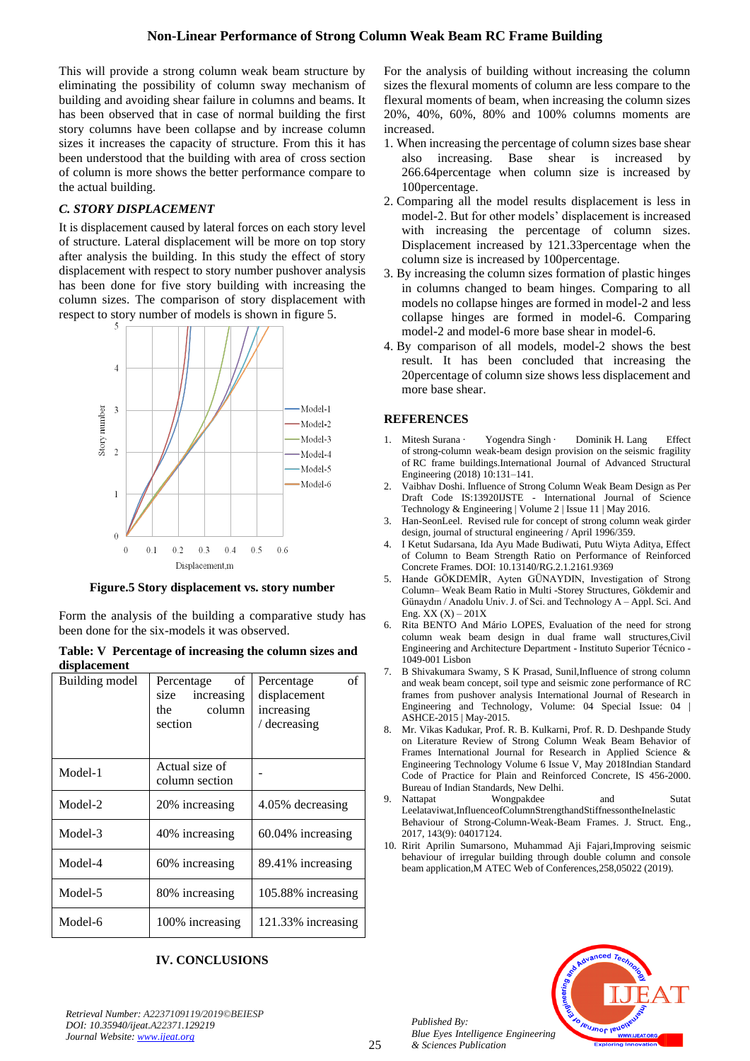This will provide a strong column weak beam structure by eliminating the possibility of column sway mechanism of building and avoiding shear failure in columns and beams. It has been observed that in case of normal building the first story columns have been collapse and by increase column sizes it increases the capacity of structure. From this it has been understood that the building with area of cross section of column is more shows the better performance compare to the actual building.

### *C. STORY DISPLACEMENT*

It is displacement caused by lateral forces on each story level of structure. Lateral displacement will be more on top story after analysis the building. In this study the effect of story displacement with respect to story number pushover analysis has been done for five story building with increasing the column sizes. The comparison of story displacement with respect to story number of models is shown in figure 5.

**Figure.5 Story displacement vs. story number**

Form the analysis of the building a comparative study has been done for the six-models it was observed.

**Table: V Percentage of increasing the column sizes and displacement**

| Building model | Percentage of size increasing the column section | Percentage of displacement increasing / decreasing |
|---|---|---|
| Model-1 | Actual size of column section | - |
| Model-2 | 20% increasing | 4.05% decreasing |
| Model-3 | 40% increasing | 60.04% increasing |
| Model-4 | 60% increasing | 89.41% increasing |
| Model-5 | 80% increasing | 105.88% increasing |
| Model-6 | 100% increasing | 121.33% increasing |

## IV. CONCLUSIONS

For the analysis of building without increasing the column sizes the flexural moments of column are less compare to the flexural moments of beam, when increasing the column sizes 20%, 40%, 60%, 80% and 100% columns moments are increased.

1. When increasing the percentage of column sizes base shear also increasing. Base shear is increased by 266.64percentage when column size is increased by 100percentage.
2. Comparing all the model results displacement is less in model-2. But for other models' displacement is increased with increasing the percentage of column sizes. Displacement increased by 121.33percentage when the column size is increased by 100percentage.
3. By increasing the column sizes formation of plastic hinges in columns changed to beam hinges. Comparing to all models no collapse hinges are formed in model-2 and less collapse hinges are formed in model-6. Comparing model-2 and model-6 more base shear in model-6.
4. By comparison of all models, model-2 shows the best result. It has been concluded that increasing the 20percentage of column size shows less displacement and more base shear.

## REFERENCES

1. Mitesh Surana · Yogendra Singh · Dominik H. Lang Effect of strong-column weak-beam design provision on the seismic fragility of RC frame buildings.International Journal of Advanced Structural Engineering (2018) 10:131–141.
2. Vaibhav Doshi. Influence of Strong Column Weak Beam Design as Per Draft Code IS:13920IJSTE - International Journal of Science Technology & Engineering | Volume 2 | Issue 11 | May 2016.
3. Han-SeonLeel. Revised rule for concept of strong column weak girder design, journal of structural engineering / April 1996/359.
4. I Ketut Sudarsana, Ida Ayu Made Budiwati, Putu Wiyta Aditya, Effect of Column to Beam Strength Ratio on Performance of Reinforced Concrete Frames. DOI: 10.13140/RG.2.1.2161.9369
5. Hande GÖKDEMİR, Ayten GÜNAYDIN, Investigation of Strong Column– Weak Beam Ratio in Multi -Storey Structures, Gökdemir and Günaydın / Anadolu Univ. J. of Sci. and Technology A – Appl. Sci. And Eng. XX (X) – 201X
6. Rita BENTO And Mário LOPES, Evaluation of the need for strong column weak beam design in dual frame wall structures,Civil Engineering and Architecture Department - Instituto Superior Técnico - 1049-001 Lisbon
7. B Shivakumara Swamy, S K Prasad, Sunil,Influence of strong column and weak beam concept, soil type and seismic zone performance of RC frames from pushover analysis International Journal of Research in Engineering and Technology, Volume: 04 Special Issue: 04 | ASHCE-2015 | May-2015.
8. Mr. Vikas Kadukar, Prof. R. B. Kulkarni, Prof. R. D. Deshpande Study on Literature Review of Strong Column Weak Beam Behavior of Frames International Journal for Research in Applied Science & Engineering Technology Volume 6 Issue V, May 2018Indian Standard Code of Practice for Plain and Reinforced Concrete, IS 456-2000. Bureau of Indian Standards, New Delhi.
9. Nattapat Wongpakdee and Sutat Leelataviwat,InfluenceofColumnStrengthandStiffnessontheInelastic Behaviour of Strong-Column-Weak-Beam Frames. J. Struct. Eng., 2017, 143(9): 04017124.
10. Ririt Aprilin Sumarsono, Muhammad Aji Fajari,Improving seismic behaviour of irregular building through double column and console beam application,M ATEC Web of Conferences,258,05022 (2019).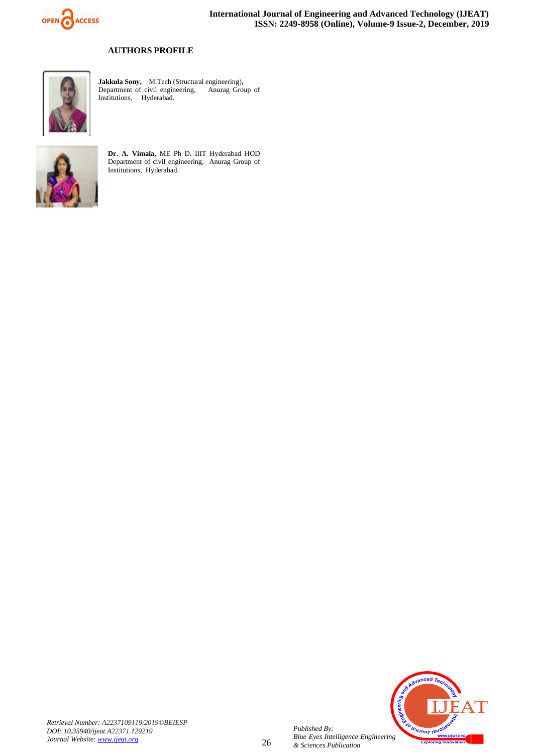## AUTHORS PROFILE

**Jakkula Sony,** M.Tech (Structural engineering), Department of civil engineering, Anurag Group of Institutions, Hyderabad.

**Dr. A. Vimala,** ME Ph D. IIIT Hyderabad HOD Department of civil engineering, Anurag Group of Institutions, Hyderabad.